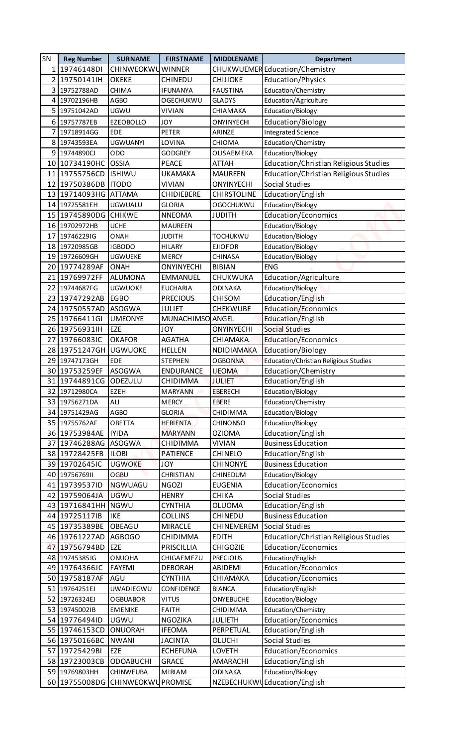| SN | Reg Number | SURNAME | FIRSTNAME | MIDDLENAME | Department |
|---|---|---|---|---|---|
| 1 | 19746148DI | CHINWEOKWU | WINNER | CHUKWUEMER | Education/Chemistry |
| 2 | 19750141IH | OKEKE | CHINEDU | CHIJIOKE | Education/Physics |
| 3 | 19752788AD | CHIMA | IFUNANYA | FAUSTINA | Education/Chemistry |
| 4 | 19702196HB | AGBO | OGECHUKWU | GLADYS | Education/Agriculture |
| 5 | 19751042AD | UGWU | VIVIAN | CHIAMAKA | Education/Biology |
| 6 | 19757787EB | EZEOBOLLO | JOY | ONYINYECHI | Education/Biology |
| 7 | 19718914GG | EDE | PETER | ARINZE | Integrated Science |
| 8 | 19743593EA | UGWUANYI | LOVINA | CHIOMA | Education/Chemistry |
| 9 | 19744890CJ | ODO | GODGREY | OLISAEMEKA | Education/Biology |
| 10 | 10734190HC | OSSIA | PEACE | ATTAH | Education/Christian Religious Studies |
| 11 | 19755756CD | ISHIWU | UKAMAKA | MAUREEN | Education/Christian Religious Studies |
| 12 | 19750386DB | ITODO | VIVIAN | ONYINYECHI | Social Studies |
| 13 | 19714093HG | ATTAMA | CHIDIEBERE | CHIRSTOLINE | Education/English |
| 14 | 19725581EH | UGWUALU | GLORIA | OGOCHUKWU | Education/Biology |
| 15 | 19745890DG | CHIKWE | NNEOMA | JUDITH | Education/Economics |
| 16 | 19702972HB | UCHE | MAUREEN | | Education/Biology |
| 17 | 19746229IG | ONAH | JUDITH | TOCHUKWU | Education/Biology |
| 18 | 19720985GB | IGBODO | HILARY | EJIOFOR | Education/Biology |
| 19 | 19726609GH | UGWUEKE | MERCY | CHINASA | Education/Biology |
| 20 | 19774289AF | ONAH | ONYINYECHI | BIBIAN | ENG |
| 21 | 19769972FF | ALUMONA | EMMANUEL | CHUKWUKA | Education/Agriculture |
| 22 | 19744687FG | UGWUOKE | EUCHARIA | ODINAKA | Education/Biology |
| 23 | 19747292AB | EGBO | PRECIOUS | CHISOM | Education/English |
| 24 | 19750557AD | ASOGWA | JULIET | CHEKWUBE | Education/Economics |
| 25 | 19766411GI | UMEONYE | MUNACHIMSO | ANGEL | Education/English |
| 26 | 19756931IH | EZE | JOY | ONYINYECHI | Social Studies |
| 27 | 19766083IC | OKAFOR | AGATHA | CHIAMAKA | Education/Economics |
| 28 | 19751247GH | UGWUOKE | HELLEN | NDIDIAMAKA | Education/Biology |
| 29 | 19747173GH | EDE | STEPHEN | OGBONNA | Education/Christian Religious Studies |
| 30 | 19753259EF | ASOGWA | ENDURANCE | IJEOMA | Education/Chemistry |
| 31 | 19744891CG | ODEZULU | CHIDIMMA | JULIET | Education/English |
| 32 | 19712980CA | EZEH | MARYANN | EBERECHI | Education/Biology |
| 33 | 19756271DA | ALI | MERCY | EBERE | Education/Chemistry |
| 34 | 19751429AG | AGBO | GLORIA | CHIDIMMA | Education/Biology |
| 35 | 19755762AF | OBETTA | HERIENTA | CHINONSO | Education/Biology |
| 36 | 19753984AE | IYIDA | MARYANN | OZIOMA | Education/English |
| 37 | 19746288AG | ASOGWA | CHIDIMMA | VIVIAN | Business Education |
| 38 | 19728425FB | ILOBI | PATIENCE | CHINELO | Education/English |
| 39 | 19702645IC | UGWOKE | JOY | CHINONYE | Business Education |
| 40 | 19756769II | OGBU | CHRISTIAN | CHINEDUM | Education/Biology |
| 41 | 19739537ID | NGWUAGU | NGOZI | EUGENIA | Education/Economics |
| 42 | 19759064JA | UGWU | HENRY | CHIKA | Social Studies |
| 43 | 19716841HH | NGWU | CYNTHIA | OLUOMA | Education/English |
| 44 | 19725117IB | IKE | COLLINS | CHINEDU | Business Education |
| 45 | 19735389BE | OBEAGU | MIRACLE | CHINEMEREM | Social Studies |
| 46 | 19761227AD | AGBOGO | CHIDIMMA | EDITH | Education/Christian Religious Studies |
| 47 | 19756794BD | EZE | PRISCILLIA | CHIGOZIE | Education/Economics |
| 48 | 19745385JG | ONUOHA | CHIGAEMEZU | PRECIOUS | Education/English |
| 49 | 19764366JC | FAYEMI | DEBORAH | ABIDEMI | Education/Economics |
| 50 | 19758187AF | AGU | CYNTHIA | CHIAMAKA | Education/Economics |
| 51 | 19764251EJ | UWADIEGWU | CONFIDENCE | BIANCA | Education/English |
| 52 | 19726324EJ | OGBUABOR | VITUS | ONYEBUCHE | Education/Biology |
| 53 | 19745002IB | EMENIKE | FAITH | CHIDIMMA | Education/Chemistry |
| 54 | 19776494ID | UGWU | NGOZIKA | JULIETH | Education/Economics |
| 55 | 19746153CD | ONUORAH | IFEOMA | PERPETUAL | Education/English |
| 56 | 19750166BC | NWANI | JACINTA | OLUCHI | Social Studies |
| 57 | 19725429BI | EZE | ECHEFUNA | LOVETH | Education/Economics |
| 58 | 19723003CB | ODOABUCHI | GRACE | AMARACHI | Education/English |
| 59 | 19769803HH | CHINWEUBA | MIRIAM | ODINAKA | Education/Biology |
| 60 | 19755008DG | CHINWEOKWU | PROMISE | NZEBECHUKWU | Education/English |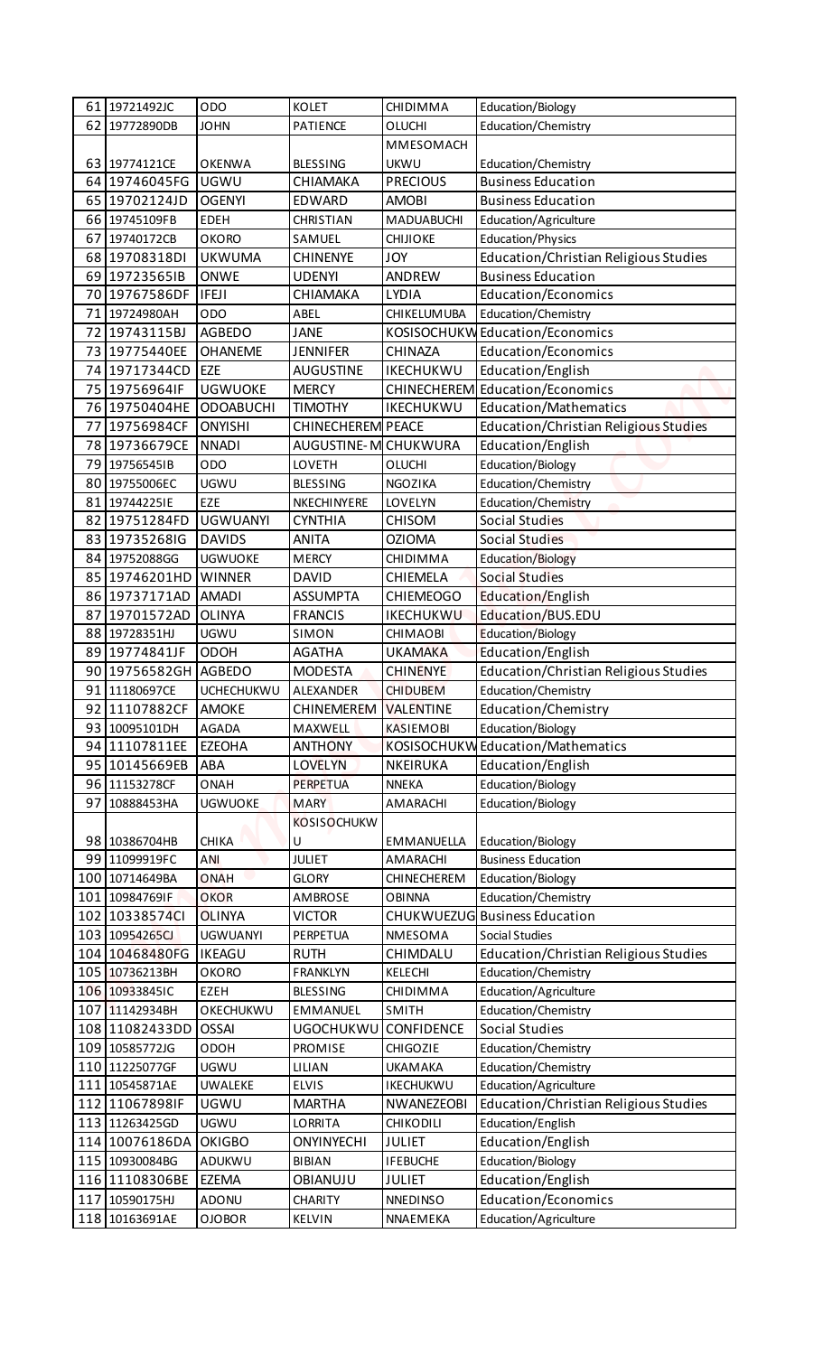| | | | | | |
|---|---|---|---|---|---|
| 61 | 19721492JC | ODO | KOLET | CHIDIMMA | Education/Biology |
| 62 | 19772890DB | JOHN | PATIENCE | OLUCHI | Education/Chemistry |
| 63 | 19774121CE | OKENWA | BLESSING | MMESOMACHUKWU | Education/Chemistry |
| 64 | 19746045FG | UGWU | CHIAMAKA | PRECIOUS | Business Education |
| 65 | 19702124JD | OGENYI | EDWARD | AMOBI | Business Education |
| 66 | 19745109FB | EDEH | CHRISTIAN | MADUABUCHI | Education/Agriculture |
| 67 | 19740172CB | OKORO | SAMUEL | CHIJIOKE | Education/Physics |
| 68 | 19708318DI | UKWUMA | CHINENYE | JOY | Education/Christian Religious Studies |
| 69 | 19723565IB | ONWE | UDENYI | ANDREW | Business Education |
| 70 | 19767586DF | IFEJI | CHIAMAKA | LYDIA | Education/Economics |
| 71 | 19724980AH | ODO | ABEL | CHIKELUMUBA | Education/Chemistry |
| 72 | 19743115BJ | AGBEDO | JANE | KOSISOCHUKW | Education/Economics |
| 73 | 19775440EE | OHANEME | JENNIFER | CHINAZA | Education/Economics |
| 74 | 19717344CD | EZE | AUGUSTINE | IKECHUKWU | Education/English |
| 75 | 19756964IF | UGWUOKE | MERCY | CHINECHEREM | Education/Economics |
| 76 | 19750404HE | ODOABUCHI | TIMOTHY | IKECHUKWU | Education/Mathematics |
| 77 | 19756984CF | ONYISHI | CHINECHEREM | PEACE | Education/Christian Religious Studies |
| 78 | 19736679CE | NNADI | AUGUSTINE-M | CHUKWURA | Education/English |
| 79 | 19756545IB | ODO | LOVETH | OLUCHI | Education/Biology |
| 80 | 19755006EC | UGWU | BLESSING | NGOZIKA | Education/Chemistry |
| 81 | 19744225IE | EZE | NKECHINYERE | LOVELYN | Education/Chemistry |
| 82 | 19751284FD | UGWUANYI | CYNTHIA | CHISOM | Social Studies |
| 83 | 19735268IG | DAVIDS | ANITA | OZIOMA | Social Studies |
| 84 | 19752088GG | UGWUOKE | MERCY | CHIDIMMA | Education/Biology |
| 85 | 19746201HD | WINNER | DAVID | CHIEMELA | Social Studies |
| 86 | 19737171AD | AMADI | ASSUMPTA | CHIEMEOGO | Education/English |
| 87 | 19701572AD | OLINYA | FRANCIS | IKECHUKWU | Education/BUS.EDU |
| 88 | 19728351HJ | UGWU | SIMON | CHIMAOBI | Education/Biology |
| 89 | 19774841JF | ODOH | AGATHA | UKAMAKA | Education/English |
| 90 | 19756582GH | AGBEDO | MODESTA | CHINENYE | Education/Christian Religious Studies |
| 91 | 11180697CE | UCHECHUKWU | ALEXANDER | CHIDUBEM | Education/Chemistry |
| 92 | 11107882CF | AMOKE | CHINEMEREM | VALENTINE | Education/Chemistry |
| 93 | 10095101DH | AGADA | MAXWELL | KASIEMOBI | Education/Biology |
| 94 | 11107811EE | EZEOHA | ANTHONY | KOSISOCHUKW | Education/Mathematics |
| 95 | 10145669EB | ABA | LOVELYN | NKEIRUKA | Education/English |
| 96 | 11153278CF | ONAH | PERPETUA | NNEKA | Education/Biology |
| 97 | 10888453HA | UGWUOKE | MARY | AMARACHI | Education/Biology |
| 98 | 10386704HB | CHIKA | KOSISOCHUKWU | EMMANUELLA | Education/Biology |
| 99 | 11099919FC | ANI | JULIET | AMARACHI | Business Education |
| 100 | 10714649BA | ONAH | GLORY | CHINECHEREM | Education/Biology |
| 101 | 10984769IF | OKOR | AMBROSE | OBINNA | Education/Chemistry |
| 102 | 10338574CI | OLINYA | VICTOR | CHUKWUEZUG | Business Education |
| 103 | 10954265CJ | UGWUANYI | PERPETUA | NMESOMA | Social Studies |
| 104 | 10468480FG | IKEAGU | RUTH | CHIMDALU | Education/Christian Religious Studies |
| 105 | 10736213BH | OKORO | FRANKLYN | KELECHI | Education/Chemistry |
| 106 | 10933845IC | EZEH | BLESSING | CHIDIMMA | Education/Agriculture |
| 107 | 11142934BH | OKECHUKWU | EMMANUEL | SMITH | Education/Chemistry |
| 108 | 11082433DD | OSSAI | UGOCHUKWU | CONFIDENCE | Social Studies |
| 109 | 10585772JG | ODOH | PROMISE | CHIGOZIE | Education/Chemistry |
| 110 | 11225077GF | UGWU | LILIAN | UKAMAKA | Education/Chemistry |
| 111 | 10545871AE | UWALEKE | ELVIS | IKECHUKWU | Education/Agriculture |
| 112 | 11067898IF | UGWU | MARTHA | NWANEZEOBI | Education/Christian Religious Studies |
| 113 | 11263425GD | UGWU | LORRITA | CHIKODILI | Education/English |
| 114 | 10076186DA | OKIGBO | ONYINYECHI | JULIET | Education/English |
| 115 | 10930084BG | ADUKWU | BIBIAN | IFEBUCHE | Education/Biology |
| 116 | 11108306BE | EZEMA | OBIANUJU | JULIET | Education/English |
| 117 | 10590175HJ | ADONU | CHARITY | NNEDINSO | Education/Economics |
| 118 | 10163691AE | OJOBOR | KELVIN | NNAEMEKA | Education/Agriculture |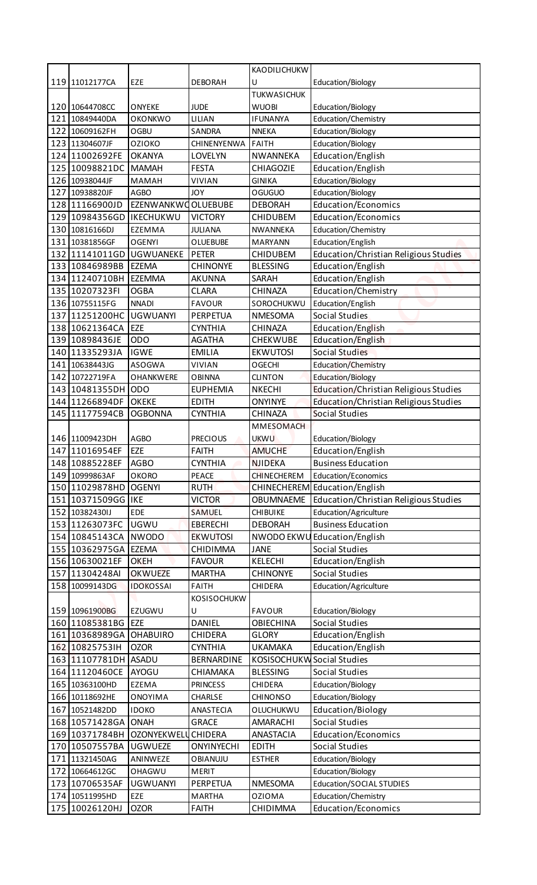| | | | | | |
|---|---|---|---|---|---|
| 119 | 11012177CA | EZE | DEBORAH | KAODILICHUKWU | Education/Biology |
| 120 | 10644708CC | ONYEKE | JUDE | TUKWASICHUKWUOBI | Education/Biology |
| 121 | 10849440DA | OKONKWO | LILIAN | IFUNANYA | Education/Chemistry |
| 122 | 10609162FH | OGBU | SANDRA | NNEKA | Education/Biology |
| 123 | 11304607JF | OZIOKO | CHINENYENWA | FAITH | Education/Biology |
| 124 | 11002692FE | OKANYA | LOVELYN | NWANNEKA | Education/English |
| 125 | 10098821DC | MAMAH | FESTA | CHIAGOZIE | Education/English |
| 126 | 10938044JF | MAMAH | VIVIAN | GINIKA | Education/Biology |
| 127 | 10938820JF | AGBO | JOY | OGUGUO | Education/Biology |
| 128 | 11166900JD | EZENWANKWO | OLUEBUBE | DEBORAH | Education/Economics |
| 129 | 10984356GD | IKECHUKWU | VICTORY | CHIDUBEM | Education/Economics |
| 130 | 10816166DJ | EZEMMA | JULIANA | NWANNEKA | Education/Chemistry |
| 131 | 10381856GF | OGENYI | OLUEBUBE | MARYANN | Education/English |
| 132 | 11141011GD | UGWUANEKE | PETER | CHIDUBEM | Education/Christian Religious Studies |
| 133 | 10846989BB | EZEMA | CHINONYE | BLESSING | Education/English |
| 134 | 11240710BH | EZEMMA | AKUNNA | SARAH | Education/English |
| 135 | 10207323FI | OGBA | CLARA | CHINAZA | Education/Chemistry |
| 136 | 10755115FG | NNADI | FAVOUR | SOROCHUKWU | Education/English |
| 137 | 11251200HC | UGWUANYI | PERPETUA | NMESOMA | Social Studies |
| 138 | 10621364CA | EZE | CYNTHIA | CHINAZA | Education/English |
| 139 | 10898436JE | ODO | AGATHA | CHEKWUBE | Education/English |
| 140 | 11335293JA | IGWE | EMILIA | EKWUTOSI | Social Studies |
| 141 | 10638443JG | ASOGWA | VIVIAN | OGECHI | Education/Chemistry |
| 142 | 10722719FA | OHANKWERE | OBINNA | CLINTON | Education/Biology |
| 143 | 10481355DH | ODO | EUPHEMIA | NKECHI | Education/Christian Religious Studies |
| 144 | 11266894DF | OKEKE | EDITH | ONYINYE | Education/Christian Religious Studies |
| 145 | 11177594CB | OGBONNA | CYNTHIA | CHINAZA | Social Studies |
| 146 | 11009423DH | AGBO | PRECIOUS | MMESOMACHUKWU | Education/Biology |
| 147 | 11016954EF | EZE | FAITH | AMUCHE | Education/English |
| 148 | 10885228EF | AGBO | CYNTHIA | NJIDEKA | Business Education |
| 149 | 10999863AF | OKORO | PEACE | CHINECHEREM | Education/Economics |
| 150 | 11029878HD | OGENYI | RUTH | CHINECHEREM | Education/English |
| 151 | 10371509GG | IKE | VICTOR | OBUMNAEME | Education/Christian Religious Studies |
| 152 | 10382430IJ | EDE | SAMUEL | CHIBUIKE | Education/Agriculture |
| 153 | 11263073FC | UGWU | EBERECHI | DEBORAH | Business Education |
| 154 | 10845143CA | NWODO | EKWUTOSI | NWODO EKWU | Education/English |
| 155 | 10362975GA | EZEMA | CHIDIMMA | JANE | Social Studies |
| 156 | 10630021EF | OKEH | FAVOUR | KELECHI | Education/English |
| 157 | 11304248AI | OKWUEZE | MARTHA | CHINONYE | Social Studies |
| 158 | 10099143DG | IDOKOSSAI | FAITH | CHIDERA | Education/Agriculture |
| 159 | 10961900BG | EZUGWU | KOSISOCHUKWU | FAVOUR | Education/Biology |
| 160 | 11085381BG | EZE | DANIEL | OBIECHINA | Social Studies |
| 161 | 10368989GA | OHABUIRO | CHIDERA | GLORY | Education/English |
| 162 | 10825753IH | OZOR | CYNTHIA | UKAMAKA | Education/English |
| 163 | 11107781DH | ASADU | BERNARDINE | KOSISOCHUKW | Social Studies |
| 164 | 11120460CE | AYOGU | CHIAMAKA | BLESSING | Social Studies |
| 165 | 10363100HD | EZEMA | PRINCESS | CHIDERA | Education/Biology |
| 166 | 10118692HE | ONOYIMA | CHARLSE | CHINONSO | Education/Biology |
| 167 | 10521482DD | IDOKO | ANASTECIA | OLUCHUKWU | Education/Biology |
| 168 | 10571428GA | ONAH | GRACE | AMARACHI | Social Studies |
| 169 | 10371784BH | OZONYEKWELU | CHIDERA | ANASTACIA | Education/Economics |
| 170 | 10505757BA | UGWUEZE | ONYINYECHI | EDITH | Social Studies |
| 171 | 11321450AG | ANINWEZE | OBIANUJU | ESTHER | Education/Biology |
| 172 | 10664612GC | OHAGWU | MERIT | | Education/Biology |
| 173 | 10706535AF | UGWUANYI | PERPETUA | NMESOMA | Education/SOCIAL STUDIES |
| 174 | 10511995HD | EZE | MARTHA | OZIOMA | Education/Chemistry |
| 175 | 10026120HJ | OZOR | FAITH | CHIDIMMA | Education/Economics |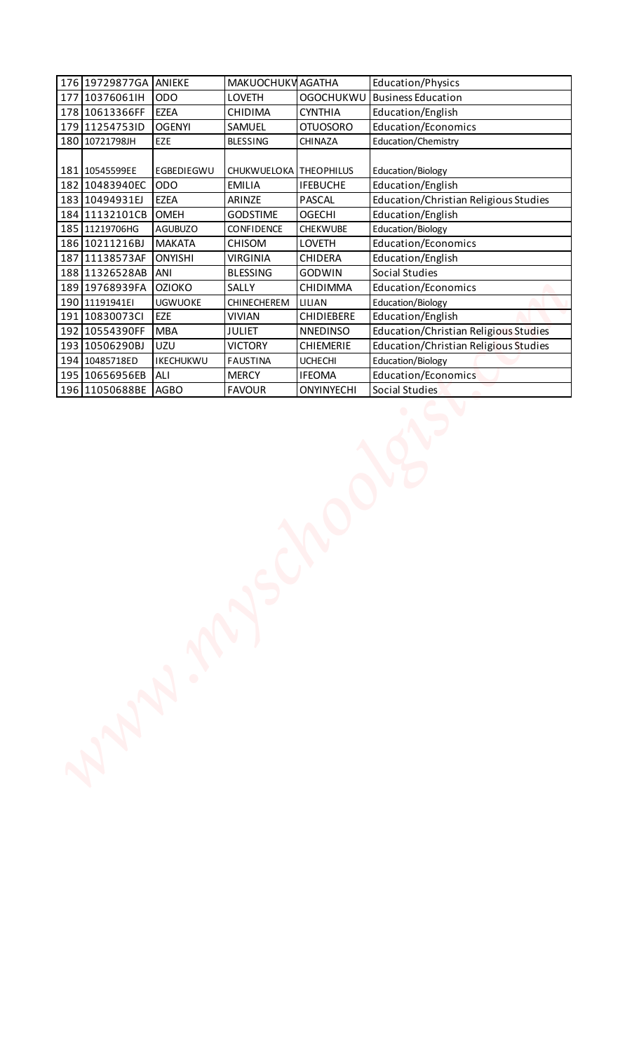| | | | | | |
|---|---|---|---|---|---|
| 176 | 19729877GA | ANIEKE | MAKUOCHUKV | AGATHA | Education/Physics |
| 177 | 10376061IH | ODO | LOVETH | OGOCHUKWU | Business Education |
| 178 | 10613366FF | EZEA | CHIDIMA | CYNTHIA | Education/English |
| 179 | 11254753ID | OGENYI | SAMUEL | OTUOSORO | Education/Economics |
| 180 | 10721798JH | EZE | BLESSING | CHINAZA | Education/Chemistry |
| 181 | 10545599EE | EGBEDIEGWU | CHUKWUELOKA | THEOPHILUS | Education/Biology |
| 182 | 10483940EC | ODO | EMILIA | IFEBUCHE | Education/English |
| 183 | 10494931EJ | EZEA | ARINZE | PASCAL | Education/Christian Religious Studies |
| 184 | 11132101CB | OMEH | GODSTIME | OGECHI | Education/English |
| 185 | 11219706HG | AGUBUZO | CONFIDENCE | CHEKWUBE | Education/Biology |
| 186 | 10211216BJ | MAKATA | CHISOM | LOVETH | Education/Economics |
| 187 | 11138573AF | ONYISHI | VIRGINIA | CHIDERA | Education/English |
| 188 | 11326528AB | ANI | BLESSING | GODWIN | Social Studies |
| 189 | 19768939FA | OZIOKO | SALLY | CHIDIMMA | Education/Economics |
| 190 | 11191941EI | UGWUOKE | CHINECHEREM | LILIAN | Education/Biology |
| 191 | 10830073CI | EZE | VIVIAN | CHIDIEBERE | Education/English |
| 192 | 10554390FF | MBA | JULIET | NNEDINSO | Education/Christian Religious Studies |
| 193 | 10506290BJ | UZU | VICTORY | CHIEMERIE | Education/Christian Religious Studies |
| 194 | 10485718ED | IKECHUKWU | FAUSTINA | UCHECHI | Education/Biology |
| 195 | 10656956EB | ALI | MERCY | IFEOMA | Education/Economics |
| 196 | 11050688BE | AGBO | FAVOUR | ONYINYECHI | Social Studies |